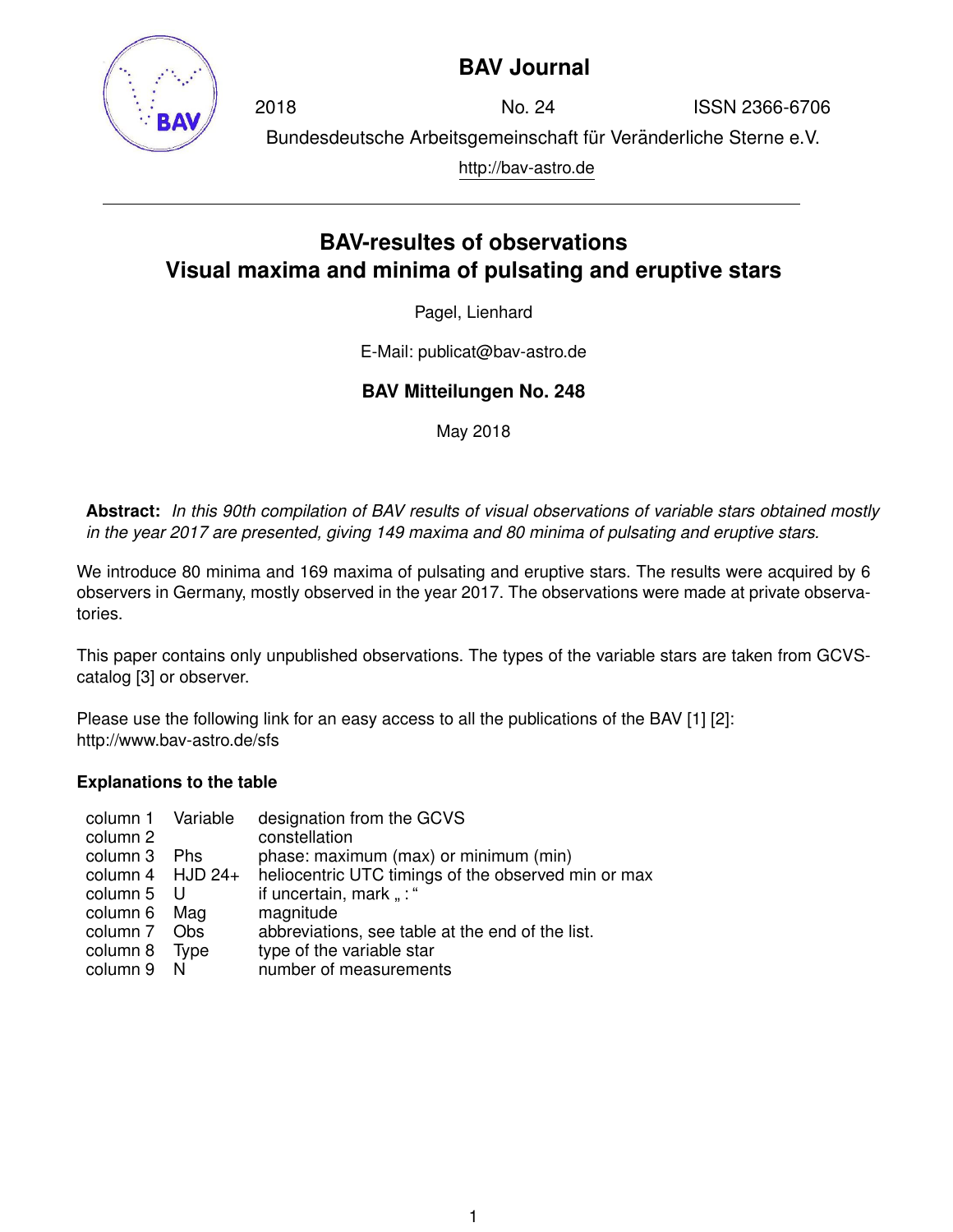# BAV Journal

2018 No. 24 ISSN 2366-6706

Bundesdeutsche Arbeitsgemeinschaft für Veränderliche Sterne e.V.

http://bav-astro.de

---

## BAV-resultes of observations
## Visual maxima and minima of pulsating and eruptive stars

Pagel, Lienhard

E-Mail: publicat@bav-astro.de

**BAV Mitteilungen No. 248**

May 2018

**Abstract:** *In this 90th compilation of BAV results of visual observations of variable stars obtained mostly in the year 2017 are presented, giving 149 maxima and 80 minima of pulsating and eruptive stars.*

We introduce 80 minima and 169 maxima of pulsating and eruptive stars. The results were acquired by 6 observers in Germany, mostly observed in the year 2017. The observations were made at private observatories.

This paper contains only unpublished observations. The types of the variable stars are taken from GCVS-catalog [3] or observer.

Please use the following link for an easy access to all the publications of the BAV [1] [2]:
http://www.bav-astro.de/sfs

### Explanations to the table

| | | |
|---|---|---|
| column 1 | Variable | designation from the GCVS |
| column 2 | | constellation |
| column 3 | Phs | phase: maximum (max) or minimum (min) |
| column 4 | HJD 24+ | heliocentric UTC timings of the observed min or max |
| column 5 | U | if uncertain, mark „ : “ |
| column 6 | Mag | magnitude |
| column 7 | Obs | abbreviations, see table at the end of the list. |
| column 8 | Type | type of the variable star |
| column 9 | N | number of measurements |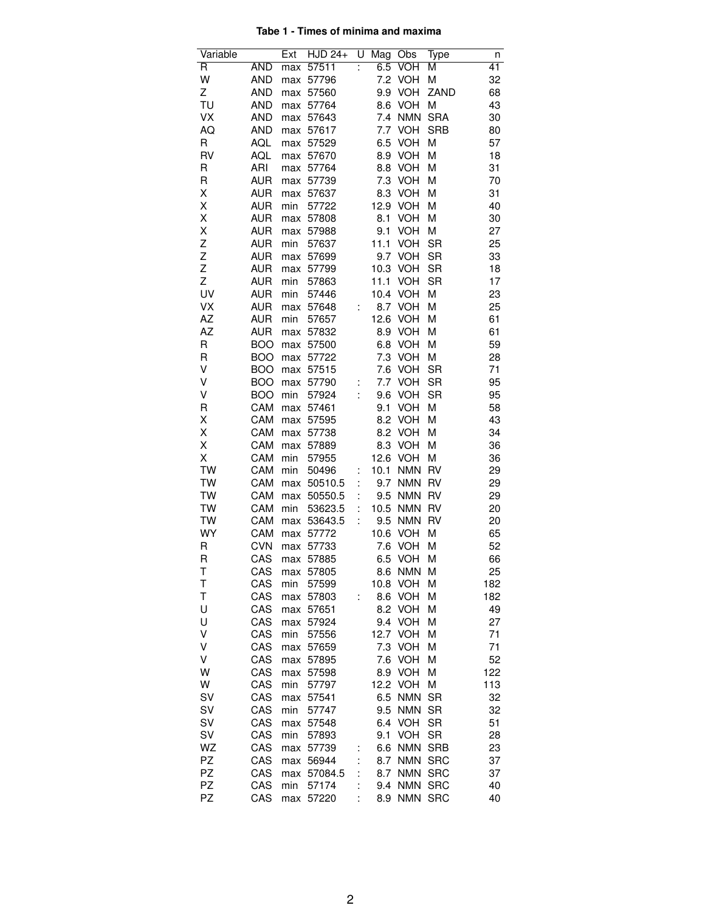**Tabe 1 - Times of minima and maxima**

| Variable | | Ext | HJD 24+ | U | Mag | Obs | Type | n |
|---|---|---|---|---|---|---|---|---|
| R | AND | max | 57511 | : | 6.5 | VOH | M | 41 |
| W | AND | max | 57796 | | 7.2 | VOH | M | 32 |
| Z | AND | max | 57560 | | 9.9 | VOH | ZAND | 68 |
| TU | AND | max | 57764 | | 8.6 | VOH | M | 43 |
| VX | AND | max | 57643 | | 7.4 | NMN | SRA | 30 |
| AQ | AND | max | 57617 | | 7.7 | VOH | SRB | 80 |
| R | AQL | max | 57529 | | 6.5 | VOH | M | 57 |
| RV | AQL | max | 57670 | | 8.9 | VOH | M | 18 |
| R | ARI | max | 57764 | | 8.8 | VOH | M | 31 |
| R | AUR | max | 57739 | | 7.3 | VOH | M | 70 |
| X | AUR | max | 57637 | | 8.3 | VOH | M | 31 |
| X | AUR | min | 57722 | | 12.9 | VOH | M | 40 |
| X | AUR | max | 57808 | | 8.1 | VOH | M | 30 |
| X | AUR | max | 57988 | | 9.1 | VOH | M | 27 |
| Z | AUR | min | 57637 | | 11.1 | VOH | SR | 25 |
| Z | AUR | max | 57699 | | 9.7 | VOH | SR | 33 |
| Z | AUR | max | 57799 | | 10.3 | VOH | SR | 18 |
| Z | AUR | min | 57863 | | 11.1 | VOH | SR | 17 |
| UV | AUR | min | 57446 | | 10.4 | VOH | M | 23 |
| VX | AUR | max | 57648 | : | 8.7 | VOH | M | 25 |
| AZ | AUR | min | 57657 | | 12.6 | VOH | M | 61 |
| AZ | AUR | max | 57832 | | 8.9 | VOH | M | 61 |
| R | BOO | max | 57500 | | 6.8 | VOH | M | 59 |
| R | BOO | max | 57722 | | 7.3 | VOH | M | 28 |
| V | BOO | max | 57515 | | 7.6 | VOH | SR | 71 |
| V | BOO | max | 57790 | : | 7.7 | VOH | SR | 95 |
| V | BOO | min | 57924 | : | 9.6 | VOH | SR | 95 |
| R | CAM | max | 57461 | | 9.1 | VOH | M | 58 |
| X | CAM | max | 57595 | | 8.2 | VOH | M | 43 |
| X | CAM | max | 57738 | | 8.2 | VOH | M | 34 |
| X | CAM | max | 57889 | | 8.3 | VOH | M | 36 |
| X | CAM | min | 57955 | | 12.6 | VOH | M | 36 |
| TW | CAM | min | 50496 | : | 10.1 | NMN | RV | 29 |
| TW | CAM | max | 50510.5 | : | 9.7 | NMN | RV | 29 |
| TW | CAM | max | 50550.5 | : | 9.5 | NMN | RV | 29 |
| TW | CAM | min | 53623.5 | : | 10.5 | NMN | RV | 20 |
| TW | CAM | max | 53643.5 | : | 9.5 | NMN | RV | 20 |
| WY | CAM | max | 57772 | | 10.6 | VOH | M | 65 |
| R | CVN | max | 57733 | | 7.6 | VOH | M | 52 |
| R | CAS | max | 57885 | | 6.5 | VOH | M | 66 |
| T | CAS | max | 57805 | | 8.6 | NMN | M | 25 |
| T | CAS | min | 57599 | | 10.8 | VOH | M | 182 |
| T | CAS | max | 57803 | : | 8.6 | VOH | M | 182 |
| U | CAS | max | 57651 | | 8.2 | VOH | M | 49 |
| U | CAS | max | 57924 | | 9.4 | VOH | M | 27 |
| V | CAS | min | 57556 | | 12.7 | VOH | M | 71 |
| V | CAS | max | 57659 | | 7.3 | VOH | M | 71 |
| V | CAS | max | 57895 | | 7.6 | VOH | M | 52 |
| W | CAS | max | 57598 | | 8.9 | VOH | M | 122 |
| W | CAS | min | 57797 | | 12.2 | VOH | M | 113 |
| SV | CAS | max | 57541 | | 6.5 | NMN | SR | 32 |
| SV | CAS | min | 57747 | | 9.5 | NMN | SR | 32 |
| SV | CAS | max | 57548 | | 6.4 | VOH | SR | 51 |
| SV | CAS | min | 57893 | | 9.1 | VOH | SR | 28 |
| WZ | CAS | max | 57739 | : | 6.6 | NMN | SRB | 23 |
| PZ | CAS | max | 56944 | : | 8.7 | NMN | SRC | 37 |
| PZ | CAS | max | 57084.5 | : | 8.7 | NMN | SRC | 37 |
| PZ | CAS | min | 57174 | : | 9.4 | NMN | SRC | 40 |
| PZ | CAS | max | 57220 | : | 8.9 | NMN | SRC | 40 |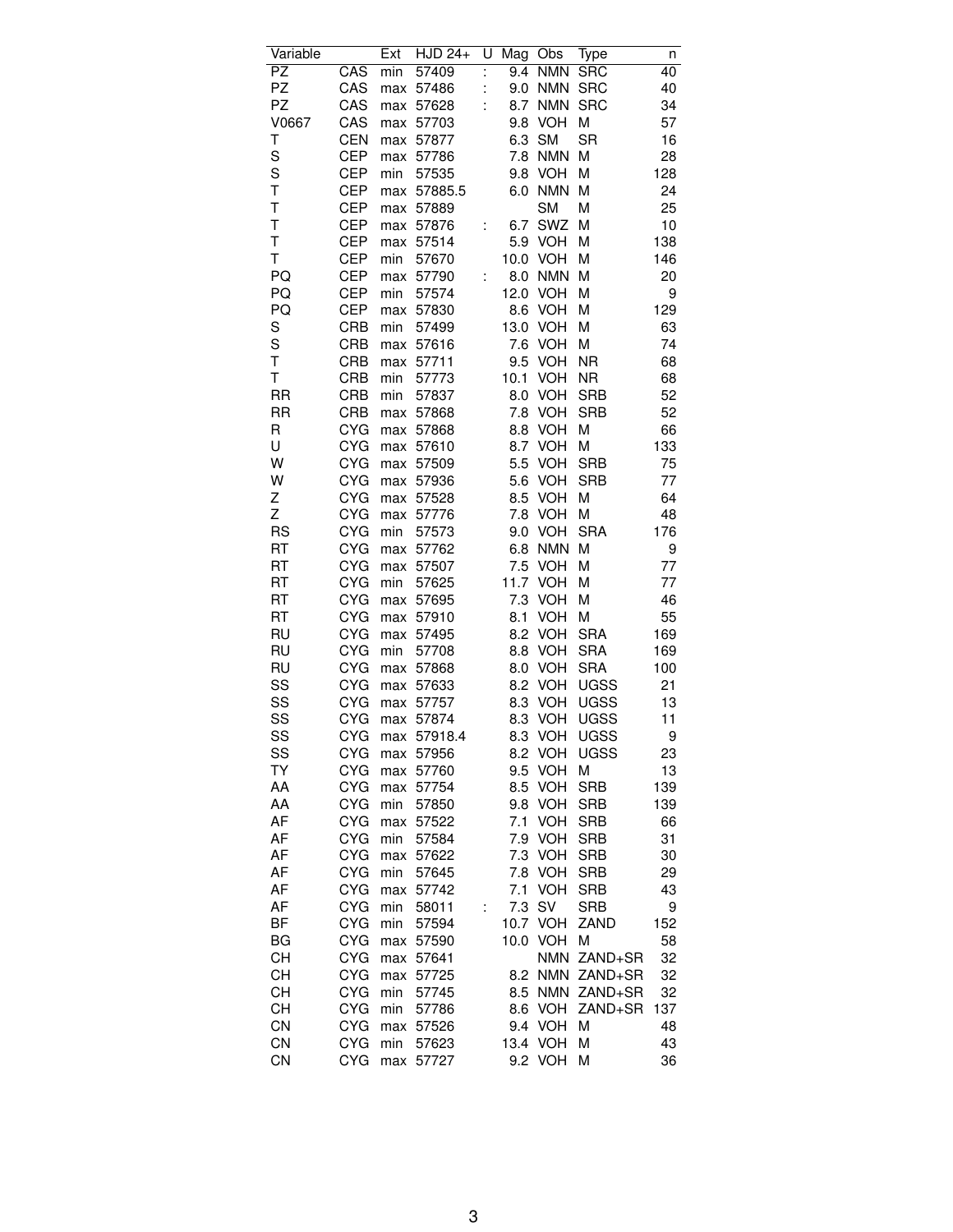| Variable | | Ext | HJD 24+ | U | Mag | Obs | Type | n |
|---|---|---|---|---|---|---|---|---|
| PZ | CAS | min | 57409 | : | 9.4 | NMN | SRC | 40 |
| PZ | CAS | max | 57486 | : | 9.0 | NMN | SRC | 40 |
| PZ | CAS | max | 57628 | : | 8.7 | NMN | SRC | 34 |
| V0667 | CAS | max | 57703 | | 9.8 | VOH | M | 57 |
| T | CEN | max | 57877 | | 6.3 | SM | SR | 16 |
| S | CEP | max | 57786 | | 7.8 | NMN | M | 28 |
| S | CEP | min | 57535 | | 9.8 | VOH | M | 128 |
| T | CEP | max | 57885.5 | | 6.0 | NMN | M | 24 |
| T | CEP | max | 57889 | | | SM | M | 25 |
| T | CEP | max | 57876 | : | 6.7 | SWZ | M | 10 |
| T | CEP | max | 57514 | | 5.9 | VOH | M | 138 |
| T | CEP | min | 57670 | | 10.0 | VOH | M | 146 |
| PQ | CEP | max | 57790 | : | 8.0 | NMN | M | 20 |
| PQ | CEP | min | 57574 | | 12.0 | VOH | M | 9 |
| PQ | CEP | max | 57830 | | 8.6 | VOH | M | 129 |
| S | CRB | min | 57499 | | 13.0 | VOH | M | 63 |
| S | CRB | max | 57616 | | 7.6 | VOH | M | 74 |
| T | CRB | max | 57711 | | 9.5 | VOH | NR | 68 |
| T | CRB | min | 57773 | | 10.1 | VOH | NR | 68 |
| RR | CRB | min | 57837 | | 8.0 | VOH | SRB | 52 |
| RR | CRB | max | 57868 | | 7.8 | VOH | SRB | 52 |
| R | CYG | max | 57868 | | 8.8 | VOH | M | 66 |
| U | CYG | max | 57610 | | 8.7 | VOH | M | 133 |
| W | CYG | max | 57509 | | 5.5 | VOH | SRB | 75 |
| W | CYG | max | 57936 | | 5.6 | VOH | SRB | 77 |
| Z | CYG | max | 57528 | | 8.5 | VOH | M | 64 |
| Z | CYG | max | 57776 | | 7.8 | VOH | M | 48 |
| RS | CYG | min | 57573 | | 9.0 | VOH | SRA | 176 |
| RT | CYG | max | 57762 | | 6.8 | NMN | M | 9 |
| RT | CYG | max | 57507 | | 7.5 | VOH | M | 77 |
| RT | CYG | min | 57625 | | 11.7 | VOH | M | 77 |
| RT | CYG | max | 57695 | | 7.3 | VOH | M | 46 |
| RT | CYG | max | 57910 | | 8.1 | VOH | M | 55 |
| RU | CYG | max | 57495 | | 8.2 | VOH | SRA | 169 |
| RU | CYG | min | 57708 | | 8.8 | VOH | SRA | 169 |
| RU | CYG | max | 57868 | | 8.0 | VOH | SRA | 100 |
| SS | CYG | max | 57633 | | 8.2 | VOH | UGSS | 21 |
| SS | CYG | max | 57757 | | 8.3 | VOH | UGSS | 13 |
| SS | CYG | max | 57874 | | 8.3 | VOH | UGSS | 11 |
| SS | CYG | max | 57918.4 | | 8.3 | VOH | UGSS | 9 |
| SS | CYG | max | 57956 | | 8.2 | VOH | UGSS | 23 |
| TY | CYG | max | 57760 | | 9.5 | VOH | M | 13 |
| AA | CYG | max | 57754 | | 8.5 | VOH | SRB | 139 |
| AA | CYG | min | 57850 | | 9.8 | VOH | SRB | 139 |
| AF | CYG | max | 57522 | | 7.1 | VOH | SRB | 66 |
| AF | CYG | min | 57584 | | 7.9 | VOH | SRB | 31 |
| AF | CYG | max | 57622 | | 7.3 | VOH | SRB | 30 |
| AF | CYG | min | 57645 | | 7.8 | VOH | SRB | 29 |
| AF | CYG | max | 57742 | | 7.1 | VOH | SRB | 43 |
| AF | CYG | min | 58011 | : | 7.3 | SV | SRB | 9 |
| BF | CYG | min | 57594 | | 10.7 | VOH | ZAND | 152 |
| BG | CYG | max | 57590 | | 10.0 | VOH | M | 58 |
| CH | CYG | max | 57641 | | | NMN | ZAND+SR | 32 |
| CH | CYG | max | 57725 | | 8.2 | NMN | ZAND+SR | 32 |
| CH | CYG | min | 57745 | | 8.5 | NMN | ZAND+SR | 32 |
| CH | CYG | min | 57786 | | 8.6 | VOH | ZAND+SR | 137 |
| CN | CYG | max | 57526 | | 9.4 | VOH | M | 48 |
| CN | CYG | min | 57623 | | 13.4 | VOH | M | 43 |
| CN | CYG | max | 57727 | | 9.2 | VOH | M | 36 |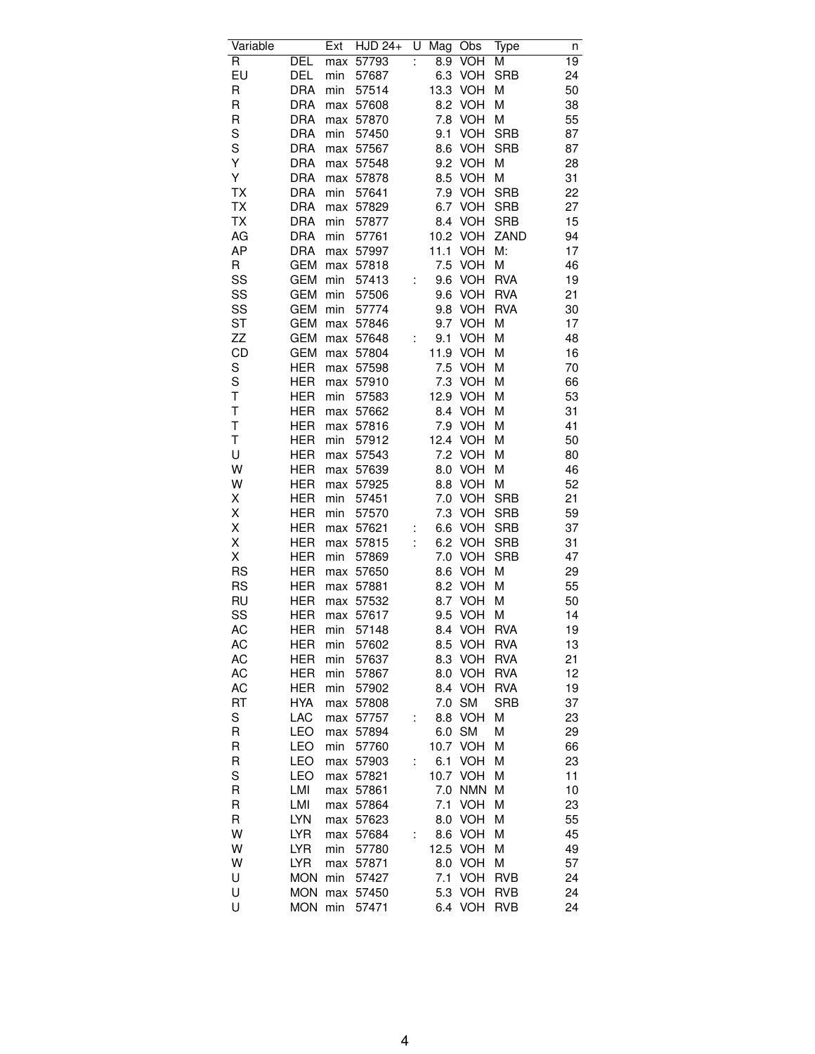| Variable | | Ext | HJD 24+ | U | Mag | Obs | Type | n |
|---|---|---|---|---|---|---|---|---|
| R | DEL | max | 57793 | : | 8.9 | VOH | M | 19 |
| EU | DEL | min | 57687 | | 6.3 | VOH | SRB | 24 |
| R | DRA | min | 57514 | | 13.3 | VOH | M | 50 |
| R | DRA | max | 57608 | | 8.2 | VOH | M | 38 |
| R | DRA | max | 57870 | | 7.8 | VOH | M | 55 |
| S | DRA | min | 57450 | | 9.1 | VOH | SRB | 87 |
| S | DRA | max | 57567 | | 8.6 | VOH | SRB | 87 |
| Y | DRA | max | 57548 | | 9.2 | VOH | M | 28 |
| Y | DRA | max | 57878 | | 8.5 | VOH | M | 31 |
| TX | DRA | min | 57641 | | 7.9 | VOH | SRB | 22 |
| TX | DRA | max | 57829 | | 6.7 | VOH | SRB | 27 |
| TX | DRA | min | 57877 | | 8.4 | VOH | SRB | 15 |
| AG | DRA | min | 57761 | | 10.2 | VOH | ZAND | 94 |
| AP | DRA | max | 57997 | | 11.1 | VOH | M: | 17 |
| R | GEM | max | 57818 | | 7.5 | VOH | M | 46 |
| SS | GEM | min | 57413 | : | 9.6 | VOH | RVA | 19 |
| SS | GEM | min | 57506 | | 9.6 | VOH | RVA | 21 |
| SS | GEM | min | 57774 | | 9.8 | VOH | RVA | 30 |
| ST | GEM | max | 57846 | | 9.7 | VOH | M | 17 |
| ZZ | GEM | max | 57648 | : | 9.1 | VOH | M | 48 |
| CD | GEM | max | 57804 | | 11.9 | VOH | M | 16 |
| S | HER | max | 57598 | | 7.5 | VOH | M | 70 |
| S | HER | max | 57910 | | 7.3 | VOH | M | 66 |
| T | HER | min | 57583 | | 12.9 | VOH | M | 53 |
| T | HER | max | 57662 | | 8.4 | VOH | M | 31 |
| T | HER | max | 57816 | | 7.9 | VOH | M | 41 |
| T | HER | min | 57912 | | 12.4 | VOH | M | 50 |
| U | HER | max | 57543 | | 7.2 | VOH | M | 80 |
| W | HER | max | 57639 | | 8.0 | VOH | M | 46 |
| W | HER | max | 57925 | | 8.8 | VOH | M | 52 |
| X | HER | min | 57451 | | 7.0 | VOH | SRB | 21 |
| X | HER | min | 57570 | | 7.3 | VOH | SRB | 59 |
| X | HER | max | 57621 | : | 6.6 | VOH | SRB | 37 |
| X | HER | max | 57815 | : | 6.2 | VOH | SRB | 31 |
| X | HER | min | 57869 | | 7.0 | VOH | SRB | 47 |
| RS | HER | max | 57650 | | 8.6 | VOH | M | 29 |
| RS | HER | max | 57881 | | 8.2 | VOH | M | 55 |
| RU | HER | max | 57532 | | 8.7 | VOH | M | 50 |
| SS | HER | max | 57617 | | 9.5 | VOH | M | 14 |
| AC | HER | min | 57148 | | 8.4 | VOH | RVA | 19 |
| AC | HER | min | 57602 | | 8.5 | VOH | RVA | 13 |
| AC | HER | min | 57637 | | 8.3 | VOH | RVA | 21 |
| AC | HER | min | 57867 | | 8.0 | VOH | RVA | 12 |
| AC | HER | min | 57902 | | 8.4 | VOH | RVA | 19 |
| RT | HYA | max | 57808 | | 7.0 | SM | SRB | 37 |
| S | LAC | max | 57757 | : | 8.8 | VOH | M | 23 |
| R | LEO | max | 57894 | | 6.0 | SM | M | 29 |
| R | LEO | min | 57760 | | 10.7 | VOH | M | 66 |
| R | LEO | max | 57903 | : | 6.1 | VOH | M | 23 |
| S | LEO | max | 57821 | | 10.7 | VOH | M | 11 |
| R | LMI | max | 57861 | | 7.0 | NMN | M | 10 |
| R | LMI | max | 57864 | | 7.1 | VOH | M | 23 |
| R | LYN | max | 57623 | | 8.0 | VOH | M | 55 |
| W | LYR | max | 57684 | : | 8.6 | VOH | M | 45 |
| W | LYR | min | 57780 | | 12.5 | VOH | M | 49 |
| W | LYR | max | 57871 | | 8.0 | VOH | M | 57 |
| U | MON | min | 57427 | | 7.1 | VOH | RVB | 24 |
| U | MON | max | 57450 | | 5.3 | VOH | RVB | 24 |
| U | MON | min | 57471 | | 6.4 | VOH | RVB | 24 |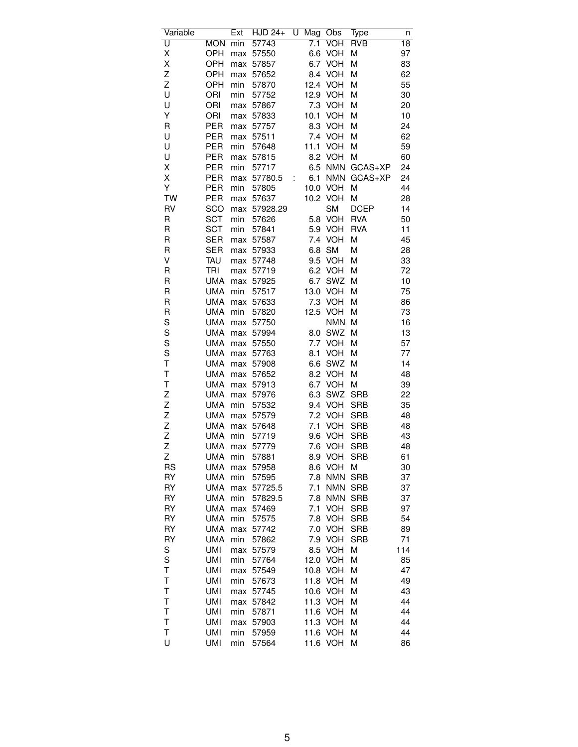| Variable | | Ext | HJD 24+ | U | Mag | Obs | Type | n |
|---|---|---|---|---|---|---|---|---|
| U | MON | min | 57743 | | 7.1 | VOH | RVB | 18 |
| X | OPH | max | 57550 | | 6.6 | VOH | M | 97 |
| X | OPH | max | 57857 | | 6.7 | VOH | M | 83 |
| Z | OPH | max | 57652 | | 8.4 | VOH | M | 62 |
| Z | OPH | min | 57870 | | 12.4 | VOH | M | 55 |
| U | ORI | min | 57752 | | 12.9 | VOH | M | 30 |
| U | ORI | max | 57867 | | 7.3 | VOH | M | 20 |
| Y | ORI | max | 57833 | | 10.1 | VOH | M | 10 |
| R | PER | max | 57757 | | 8.3 | VOH | M | 24 |
| U | PER | max | 57511 | | 7.4 | VOH | M | 62 |
| U | PER | min | 57648 | | 11.1 | VOH | M | 59 |
| U | PER | max | 57815 | | 8.2 | VOH | M | 60 |
| X | PER | min | 57717 | | 6.5 | NMN | GCAS+XP | 24 |
| X | PER | max | 57780.5 | : | 6.1 | NMN | GCAS+XP | 24 |
| Y | PER | min | 57805 | | 10.0 | VOH | M | 44 |
| TW | PER | max | 57637 | | 10.2 | VOH | M | 28 |
| RV | SCO | max | 57928.29 | | | SM | DCEP | 14 |
| R | SCT | min | 57626 | | 5.8 | VOH | RVA | 50 |
| R | SCT | min | 57841 | | 5.9 | VOH | RVA | 11 |
| R | SER | max | 57587 | | 7.4 | VOH | M | 45 |
| R | SER | max | 57933 | | 6.8 | SM | M | 28 |
| V | TAU | max | 57748 | | 9.5 | VOH | M | 33 |
| R | TRI | max | 57719 | | 6.2 | VOH | M | 72 |
| R | UMA | max | 57925 | | 6.7 | SWZ | M | 10 |
| R | UMA | min | 57517 | | 13.0 | VOH | M | 75 |
| R | UMA | max | 57633 | | 7.3 | VOH | M | 86 |
| R | UMA | min | 57820 | | 12.5 | VOH | M | 73 |
| S | UMA | max | 57750 | | | NMN | M | 16 |
| S | UMA | max | 57994 | | 8.0 | SWZ | M | 13 |
| S | UMA | max | 57550 | | 7.7 | VOH | M | 57 |
| S | UMA | max | 57763 | | 8.1 | VOH | M | 77 |
| T | UMA | max | 57908 | | 6.6 | SWZ | M | 14 |
| T | UMA | max | 57652 | | 8.2 | VOH | M | 48 |
| T | UMA | max | 57913 | | 6.7 | VOH | M | 39 |
| Z | UMA | max | 57976 | | 6.3 | SWZ | SRB | 22 |
| Z | UMA | min | 57532 | | 9.4 | VOH | SRB | 35 |
| Z | UMA | max | 57579 | | 7.2 | VOH | SRB | 48 |
| Z | UMA | max | 57648 | | 7.1 | VOH | SRB | 48 |
| Z | UMA | min | 57719 | | 9.6 | VOH | SRB | 43 |
| Z | UMA | max | 57779 | | 7.6 | VOH | SRB | 48 |
| Z | UMA | min | 57881 | | 8.9 | VOH | SRB | 61 |
| RS | UMA | max | 57958 | | 8.6 | VOH | M | 30 |
| RY | UMA | min | 57595 | | 7.8 | NMN | SRB | 37 |
| RY | UMA | max | 57725.5 | | 7.1 | NMN | SRB | 37 |
| RY | UMA | min | 57829.5 | | 7.8 | NMN | SRB | 37 |
| RY | UMA | max | 57469 | | 7.1 | VOH | SRB | 97 |
| RY | UMA | min | 57575 | | 7.8 | VOH | SRB | 54 |
| RY | UMA | max | 57742 | | 7.0 | VOH | SRB | 89 |
| RY | UMA | min | 57862 | | 7.9 | VOH | SRB | 71 |
| S | UMI | max | 57579 | | 8.5 | VOH | M | 114 |
| S | UMI | min | 57764 | | 12.0 | VOH | M | 85 |
| T | UMI | max | 57549 | | 10.8 | VOH | M | 47 |
| T | UMI | min | 57673 | | 11.8 | VOH | M | 49 |
| T | UMI | max | 57745 | | 10.6 | VOH | M | 43 |
| T | UMI | max | 57842 | | 11.3 | VOH | M | 44 |
| T | UMI | min | 57871 | | 11.6 | VOH | M | 44 |
| T | UMI | max | 57903 | | 11.3 | VOH | M | 44 |
| T | UMI | min | 57959 | | 11.6 | VOH | M | 44 |
| U | UMI | min | 57564 | | 11.6 | VOH | M | 86 |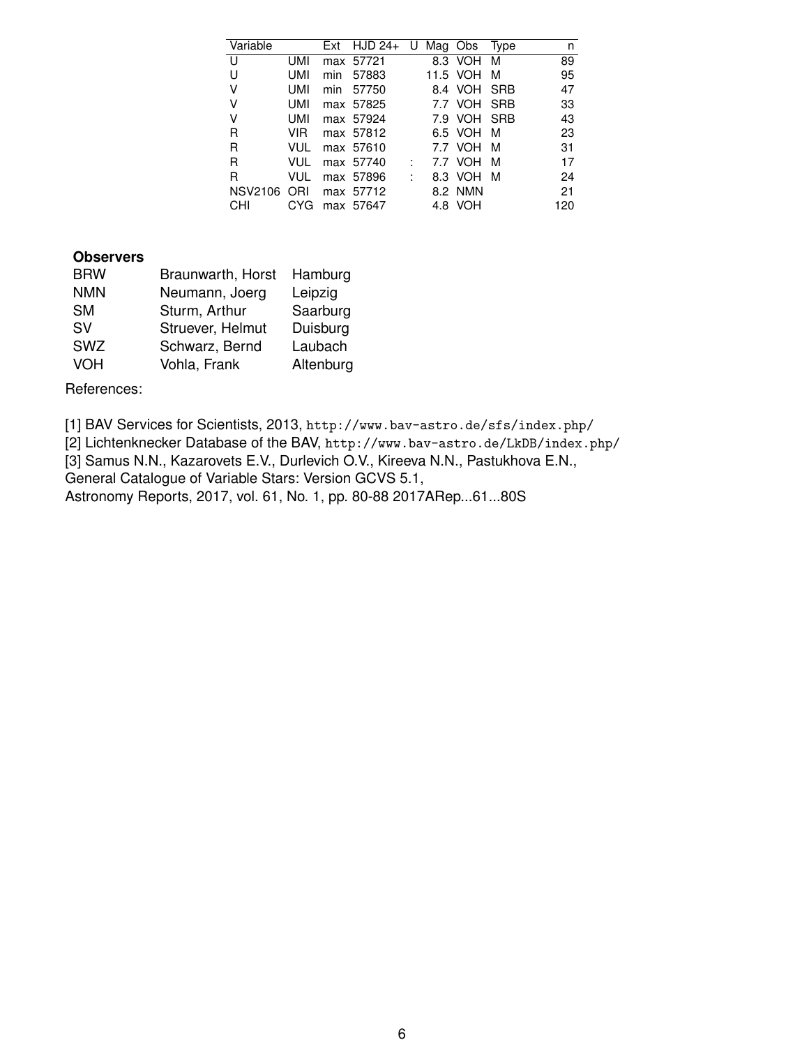| Variable | | Ext | HJD 24+ | U | Mag | Obs | Type | n |
|---|---|---|---|---|---|---|---|---|
| U | UMI | max | 57721 | | 8.3 | VOH | M | 89 |
| U | UMI | min | 57883 | | 11.5 | VOH | M | 95 |
| V | UMI | min | 57750 | | 8.4 | VOH | SRB | 47 |
| V | UMI | max | 57825 | | 7.7 | VOH | SRB | 33 |
| V | UMI | max | 57924 | | 7.9 | VOH | SRB | 43 |
| R | VIR | max | 57812 | | 6.5 | VOH | M | 23 |
| R | VUL | max | 57610 | | 7.7 | VOH | M | 31 |
| R | VUL | max | 57740 | : | 7.7 | VOH | M | 17 |
| R | VUL | max | 57896 | : | 8.3 | VOH | M | 24 |
| NSV2106 | ORI | max | 57712 | | 8.2 | NMN | | 21 |
| CHI | CYG | max | 57647 | | 4.8 | VOH | | 120 |

**Observers**

| | | |
|---|---|---|
| BRW | Braunwarth, Horst | Hamburg |
| NMN | Neumann, Joerg | Leipzig |
| SM | Sturm, Arthur | Saarburg |
| SV | Struever, Helmut | Duisburg |
| SWZ | Schwarz, Bernd | Laubach |
| VOH | Vohla, Frank | Altenburg |

References:

[1] BAV Services for Scientists, 2013, http://www.bav-astro.de/sfs/index.php/
[2] Lichtenknecker Database of the BAV, http://www.bav-astro.de/LkDB/index.php/
[3] Samus N.N., Kazarovets E.V., Durlevich O.V., Kireeva N.N., Pastukhova E.N., General Catalogue of Variable Stars: Version GCVS 5.1, Astronomy Reports, 2017, vol. 61, No. 1, pp. 80-88 2017ARep...61...80S